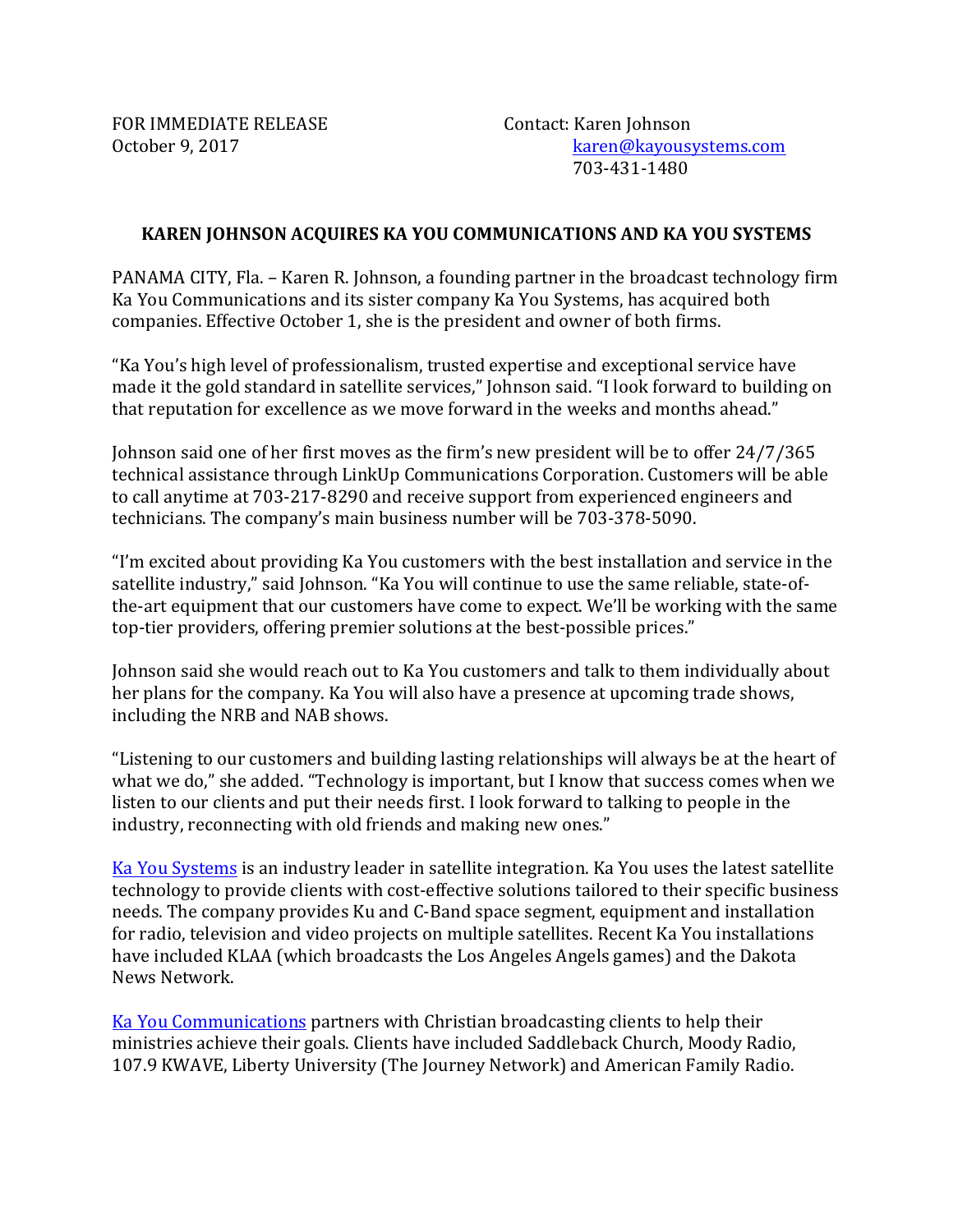FOR IMMEDIATE RELEASE
October 9, 2017

Contact: Karen Johnson
[karen@kayousystems.com](mailto:karen@kayousystems.com)
703-431-1480

**KAREN JOHNSON ACQUIRES KA YOU COMMUNICATIONS AND KA YOU SYSTEMS**

PANAMA CITY, Fla. – Karen R. Johnson, a founding partner in the broadcast technology firm Ka You Communications and its sister company Ka You Systems, has acquired both companies. Effective October 1, she is the president and owner of both firms.

"Ka You's high level of professionalism, trusted expertise and exceptional service have made it the gold standard in satellite services," Johnson said. "I look forward to building on that reputation for excellence as we move forward in the weeks and months ahead."

Johnson said one of her first moves as the firm's new president will be to offer 24/7/365 technical assistance through LinkUp Communications Corporation. Customers will be able to call anytime at 703-217-8290 and receive support from experienced engineers and technicians. The company's main business number will be 703-378-5090.

"I'm excited about providing Ka You customers with the best installation and service in the satellite industry," said Johnson. "Ka You will continue to use the same reliable, state-of-the-art equipment that our customers have come to expect. We'll be working with the same top-tier providers, offering premier solutions at the best-possible prices."

Johnson said she would reach out to Ka You customers and talk to them individually about her plans for the company. Ka You will also have a presence at upcoming trade shows, including the NRB and NAB shows.

"Listening to our customers and building lasting relationships will always be at the heart of what we do," she added. "Technology is important, but I know that success comes when we listen to our clients and put their needs first. I look forward to talking to people in the industry, reconnecting with old friends and making new ones."

Ka You Systems is an industry leader in satellite integration. Ka You uses the latest satellite technology to provide clients with cost-effective solutions tailored to their specific business needs. The company provides Ku and C-Band space segment, equipment and installation for radio, television and video projects on multiple satellites. Recent Ka You installations have included KLAA (which broadcasts the Los Angeles Angels games) and the Dakota News Network.

Ka You Communications partners with Christian broadcasting clients to help their ministries achieve their goals. Clients have included Saddleback Church, Moody Radio, 107.9 KWAVE, Liberty University (The Journey Network) and American Family Radio.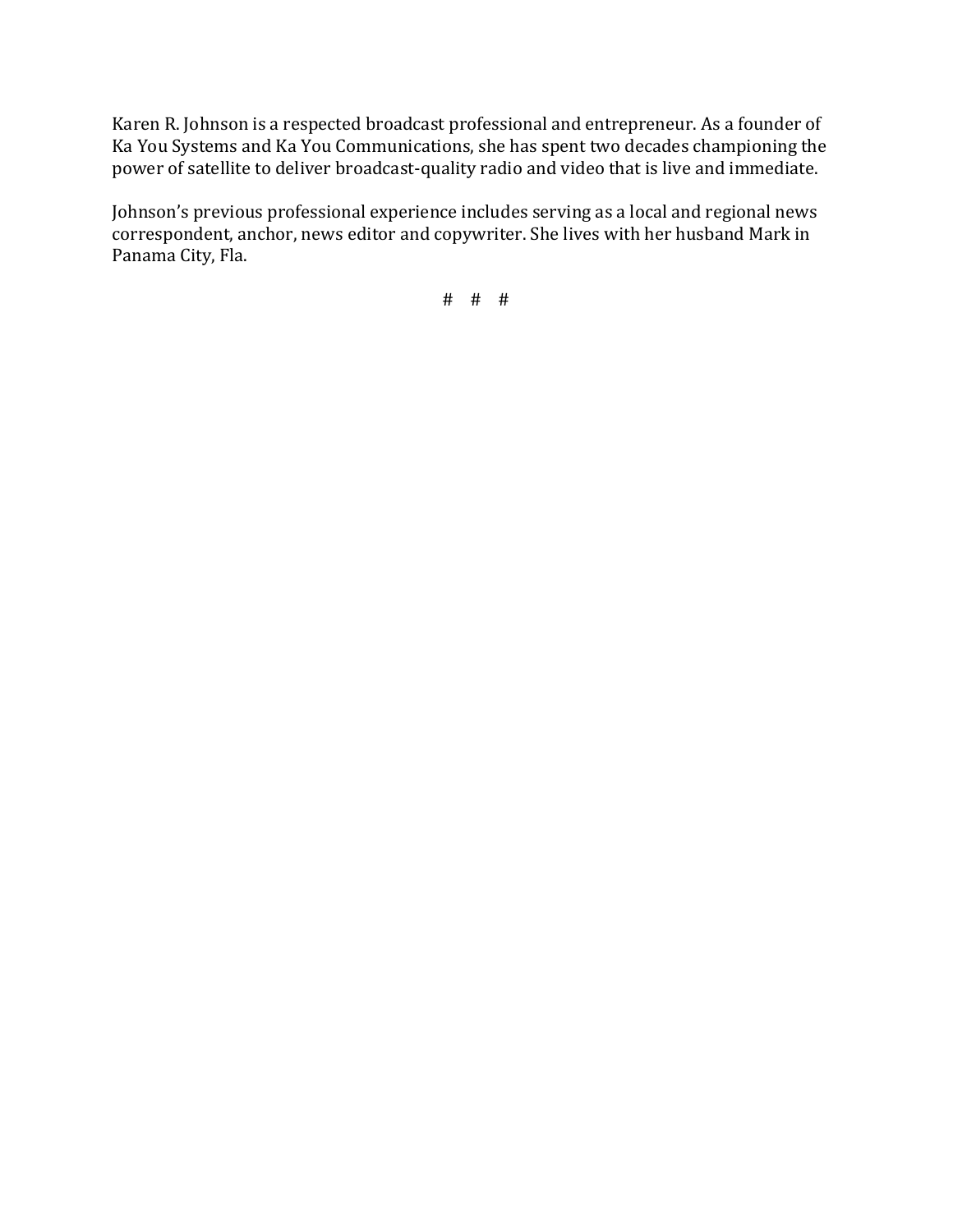Karen R. Johnson is a respected broadcast professional and entrepreneur. As a founder of Ka You Systems and Ka You Communications, she has spent two decades championing the power of satellite to deliver broadcast-quality radio and video that is live and immediate.

Johnson's previous professional experience includes serving as a local and regional news correspondent, anchor, news editor and copywriter. She lives with her husband Mark in Panama City, Fla.

# # #